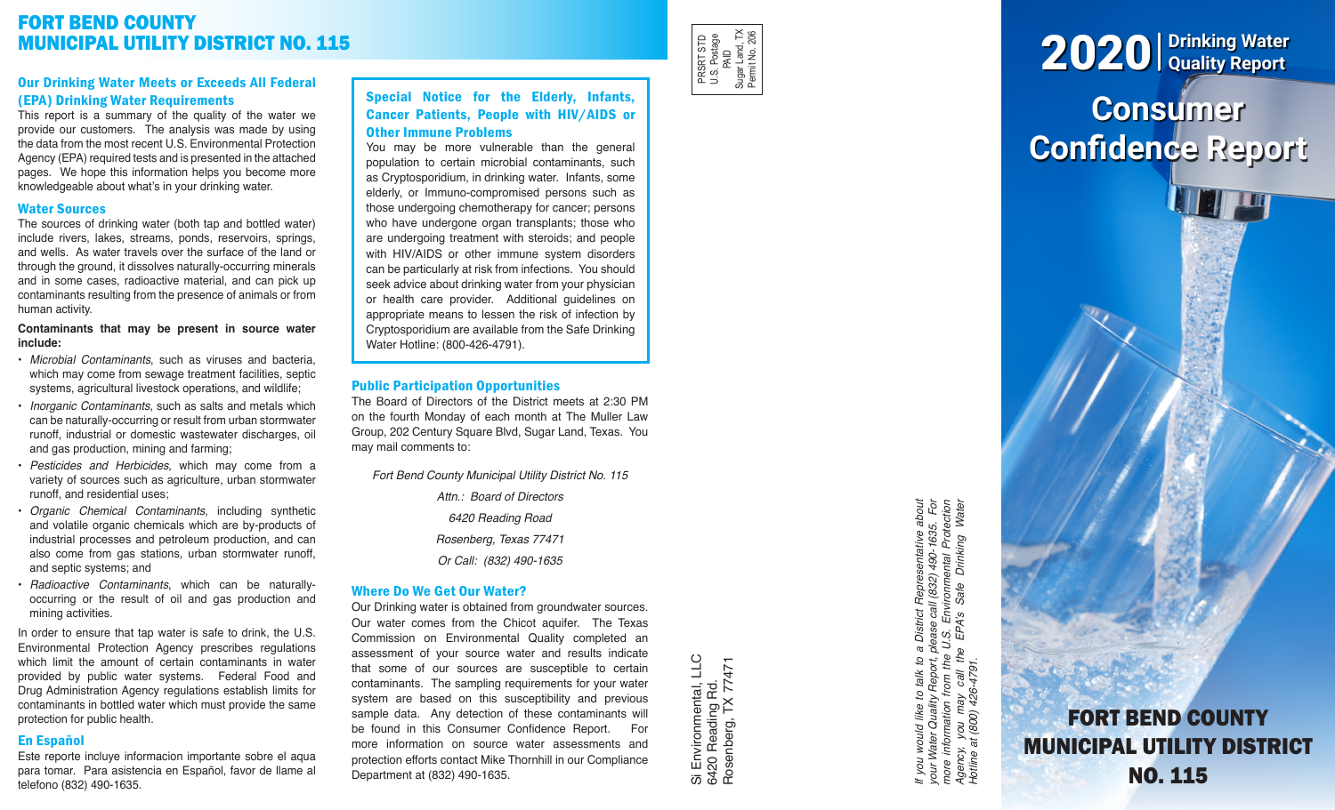# FORT BEND COUNTY MUNICIPAL UTILITY DISTRICT NO. 115

## Our Drinking Water Meets or Exceeds All Federal (EPA) Drinking Water Requirements

This report is a summary of the quality of the water we provide our customers. The analysis was made by using the data from the most recent U.S. Environmental Protection Agency (EPA) required tests and is presented in the attached pages. We hope this information helps you become more knowledgeable about what's in your drinking water.

## Water Sources

The sources of drinking water (both tap and bottled water) include rivers, lakes, streams, ponds, reservoirs, springs, and wells. As water travels over the surface of the land or through the ground, it dissolves naturally-occurring minerals and in some cases, radioactive material, and can pick up contaminants resulting from the presence of animals or from human activity.

**Contaminants that may be present in source water include:**

- *Microbial Contaminants*, such as viruses and bacteria, which may come from sewage treatment facilities, septic systems, agricultural livestock operations, and wildlife;
- *Inorganic Contaminants*, such as salts and metals which can be naturally-occurring or result from urban stormwater runoff, industrial or domestic wastewater discharges, oil and gas production, mining and farming;
- *Pesticides and Herbicides*, which may come from a variety of sources such as agriculture, urban stormwater runoff, and residential uses;
- *Organic Chemical Contaminants*, including synthetic and volatile organic chemicals which are by-products of industrial processes and petroleum production, and can also come from gas stations, urban stormwater runoff, and septic systems; and
- *Radioactive Contaminants*, which can be naturally-occurring or the result of oil and gas production and mining activities.

In order to ensure that tap water is safe to drink, the U.S. Environmental Protection Agency prescribes regulations which limit the amount of certain contaminants in water provided by public water systems. Federal Food and Drug Administration Agency regulations establish limits for contaminants in bottled water which must provide the same protection for public health.

## En Español

Este reporte incluye informacion importante sobre el aqua para tomar. Para asistencia en Español, favor de llame al telefono (832) 490-1635.

## Special Notice for the Elderly, Infants, Cancer Patients, People with HIV/AIDS or Other Immune Problems

You may be more vulnerable than the general population to certain microbial contaminants, such as Cryptosporidium, in drinking water. Infants, some elderly, or Immuno-compromised persons such as those undergoing chemotherapy for cancer; persons who have undergone organ transplants; those who are undergoing treatment with steroids; and people with HIV/AIDS or other immune system disorders can be particularly at risk from infections. You should seek advice about drinking water from your physician or health care provider. Additional guidelines on appropriate means to lessen the risk of infection by Cryptosporidium are available from the Safe Drinking Water Hotline: (800-426-4791).

## Public Participation Opportunities

The Board of Directors of the District meets at 2:30 PM on the fourth Monday of each month at The Muller Law Group, 202 Century Square Blvd, Sugar Land, Texas. You may mail comments to:

*Fort Bend County Municipal Utility District No. 115*
*Attn.: Board of Directors*
*6420 Reading Road*
*Rosenberg, Texas 77471*
*Or Call: (832) 490-1635*

## Where Do We Get Our Water?

Our Drinking water is obtained from groundwater sources. Our water comes from the Chicot aquifer. The Texas Commission on Environmental Quality completed an assessment of your source water and results indicate that some of our sources are susceptible to certain contaminants. The sampling requirements for your water system are based on this susceptibility and previous sample data. Any detection of these contaminants will be found in this Consumer Confidence Report. For more information on source water assessments and protection efforts contact Mike Thornhill in our Compliance Department at (832) 490-1635.

PRSRT STD
U.S. Postage
PAID
Sugar Land, TX
Permit No. 206

Si Environmental, LLC
6420 Reading Rd.
Rosenberg, TX 77471

*If you would like to talk to a District Representative about your Water Quality Report, please call (832) 490-1635. For more information from the U.S. Environmental Protection Agency, you may call the EPA's Safe Drinking Water Hotline at (800) 426-4791.*

# 2020 | Drinking Water Quality Report

# Consumer Confidence Report

## FORT BEND COUNTY MUNICIPAL UTILITY DISTRICT NO. 115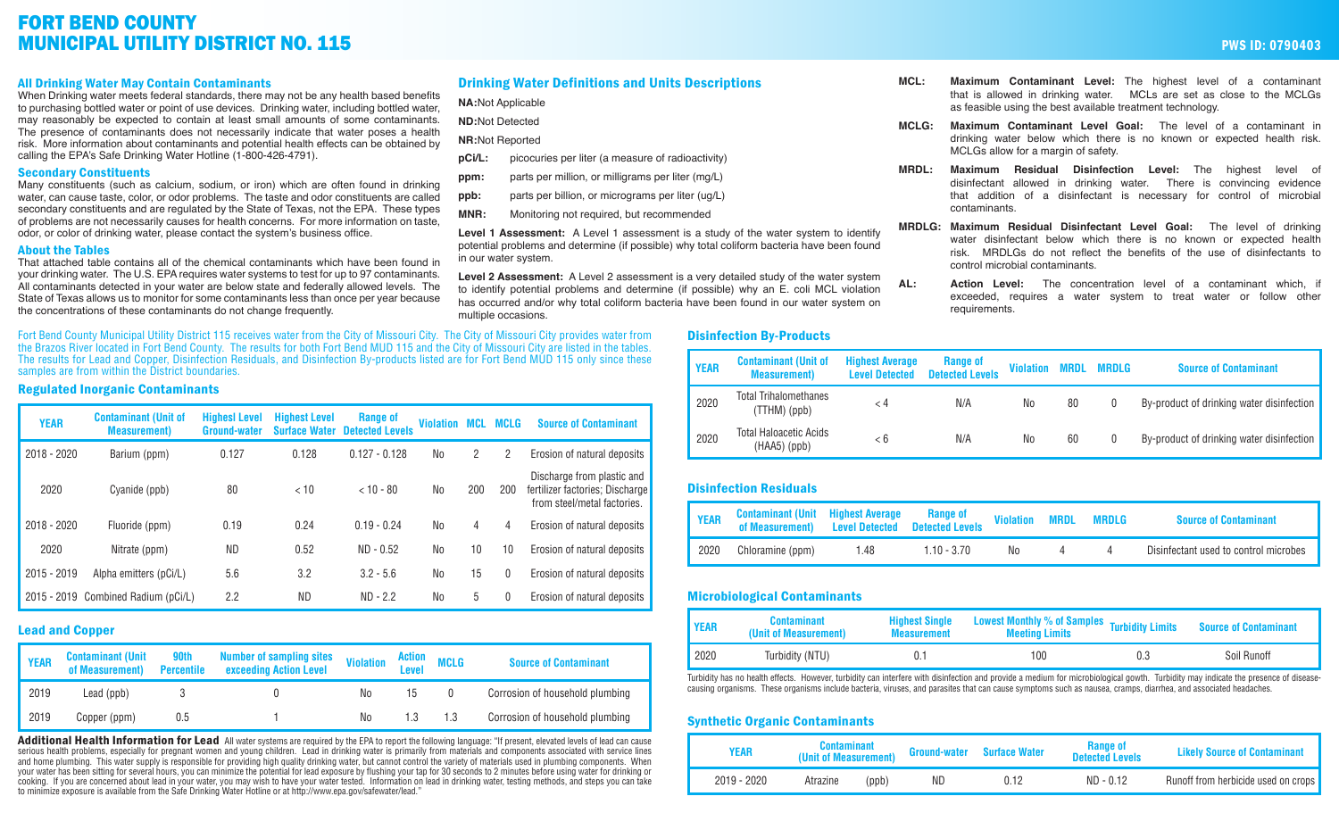# FORT BEND COUNTY MUNICIPAL UTILITY DISTRICT NO. 115

PWS ID: 0790403

### All Drinking Water May Contain Contaminants

When Drinking water meets federal standards, there may not be any health based benefits to purchasing bottled water or point of use devices. Drinking water, including bottled water, may reasonably be expected to contain at least small amounts of some contaminants. The presence of contaminants does not necessarily indicate that water poses a health risk. More information about contaminants and potential health effects can be obtained by calling the EPA's Safe Drinking Water Hotline (1-800-426-4791).

### Secondary Constituents

Many constituents (such as calcium, sodium, or iron) which are often found in drinking water, can cause taste, color, or odor problems. The taste and odor constituents are called secondary constituents and are regulated by the State of Texas, not the EPA. These types of problems are not necessarily causes for health concerns. For more information on taste, odor, or color of drinking water, please contact the system's business office.

### About the Tables

That attached table contains all of the chemical contaminants which have been found in your drinking water. The U.S. EPA requires water systems to test for up to 97 contaminants. All contaminants detected in your water are below state and federally allowed levels. The State of Texas allows us to monitor for some contaminants less than once per year because the concentrations of these contaminants do not change frequently.

### Drinking Water Definitions and Units Descriptions

**NA:** Not Applicable

**ND:** Not Detected

**NR:** Not Reported

**pCi/L:** picocuries per liter (a measure of radioactivity)

**ppm:** parts per million, or milligrams per liter (mg/L)

**ppb:** parts per billion, or micrograms per liter (ug/L)

**MNR:** Monitoring not required, but recommended

**Level 1 Assessment:** A Level 1 assessment is a study of the water system to identify potential problems and determine (if possible) why total coliform bacteria have been found in our water system.

**Level 2 Assessment:** A Level 2 assessment is a very detailed study of the water system to identify potential problems and determine (if possible) why an E. coli MCL violation has occurred and/or why total coliform bacteria have been found in our water system on multiple occasions.

**MCL:** **Maximum Contaminant Level:** The highest level of a contaminant that is allowed in drinking water. MCLs are set as close to the MCLGs as feasible using the best available treatment technology.

**MCLG:** **Maximum Contaminant Level Goal:** The level of a contaminant in drinking water below which there is no known or expected health risk. MCLGs allow for a margin of safety.

**MRDL:** **Maximum Residual Disinfection Level:** The highest level of disinfectant allowed in drinking water. There is convincing evidence that addition of a disinfectant is necessary for control of microbial contaminants.

**MRDLG:** **Maximum Residual Disinfectant Level Goal:** The level of drinking water disinfectant below which there is no known or expected health risk. MRDLGs do not reflect the benefits of the use of disinfectants to control microbial contaminants.

**AL:** **Action Level:** The concentration level of a contaminant which, if exceeded, requires a water system to treat water or follow other requirements.

Fort Bend County Municipal Utility District 115 receives water from the City of Missouri City. The City of Missouri City provides water from the Brazos River located in Fort Bend County. The results for both Fort Bend MUD 115 and the City of Missouri City are listed in the tables. The results for Lead and Copper, Disinfection Residuals, and Disinfection By-products listed are for Fort Bend MUD 115 only since these samples are from within the District boundaries.

### Regulated Inorganic Contaminants

| YEAR | Contaminant (Unit of Measurement) | Highesl Level Ground-water | Highest Level Surface Water | Range of Detected Levels | Violation | MCL | MCLG | Source of Contaminant |
|---|---|---|---|---|---|---|---|---|
| 2018 - 2020 | Barium (ppm) | 0.127 | 0.128 | 0.127 - 0.128 | No | 2 | 2 | Erosion of natural deposits |
| 2020 | Cyanide (ppb) | 80 | < 10 | < 10 - 80 | No | 200 | 200 | Discharge from plastic and fertilizer factories; Discharge from steel/metal factories. |
| 2018 - 2020 | Fluoride (ppm) | 0.19 | 0.24 | 0.19 - 0.24 | No | 4 | 4 | Erosion of natural deposits |
| 2020 | Nitrate (ppm) | ND | 0.52 | ND - 0.52 | No | 10 | 10 | Erosion of natural deposits |
| 2015 - 2019 | Alpha emitters (pCi/L) | 5.6 | 3.2 | 3.2 - 5.6 | No | 15 | 0 | Erosion of natural deposits |
| 2015 - 2019 | Combined Radium (pCi/L) | 2.2 | ND | ND - 2.2 | No | 5 | 0 | Erosion of natural deposits |

### Lead and Copper

| YEAR | Contaminant (Unit of Measurement) | 90th Percentile | Number of sampling sites exceeding Action Level | Violation | Action Level | MCLG | Source of Contaminant |
|---|---|---|---|---|---|---|---|
| 2019 | Lead (ppb) | 3 | 0 | No | 15 | 0 | Corrosion of household plumbing |
| 2019 | Copper (ppm) | 0.5 | 1 | No | 1.3 | 1.3 | Corrosion of household plumbing |

**Additional Health Information for Lead** All water systems are required by the EPA to report the following language: "If present, elevated levels of lead can cause serious health problems, especially for pregnant women and young children. Lead in drinking water is primarily from materials and components associated with service lines and home plumbing. This water supply is responsible for providing high quality drinking water, but cannot control the variety of materials used in plumbing components. When your water has been sitting for several hours, you can minimize the potential for lead exposure by flushing your tap for 30 seconds to 2 minutes before using water for drinking or cooking. If you are concerned about lead in your water, you may wish to have your water tested. Information on lead in drinking water, testing methods, and steps you can take to minimize exposure is available from the Safe Drinking Water Hotline or at http://www.epa.gov/safewater/lead."

### Disinfection By-Products

| YEAR | Contaminant (Unit of Measurement) | Highest Average Level Detected | Range of Detected Levels | Violation | MRDL | MRDLG | Source of Contaminant |
|---|---|---|---|---|---|---|---|
| 2020 | Total Trihalomethanes (TTHM) (ppb) | < 4 | N/A | No | 80 | 0 | By-product of drinking water disinfection |
| 2020 | Total Haloacetic Acids (HAA5) (ppb) | < 6 | N/A | No | 60 | 0 | By-product of drinking water disinfection |

### Disinfection Residuals

| YEAR | Contaminant (Unit of Measurement) | Highest Average Level Detected | Range of Detected Levels | Violation | MRDL | MRDLG | Source of Contaminant |
|---|---|---|---|---|---|---|---|
| 2020 | Chloramine (ppm) | 1.48 | 1.10 - 3.70 | No | 4 | 4 | Disinfectant used to control microbes |

### Microbiological Contaminants

| YEAR | Contaminant (Unit of Measurement) | Highest Single Measurement | Lowest Monthly % of Samples Meeting Limits | Turbidity Limits | Source of Contaminant |
|---|---|---|---|---|---|
| 2020 | Turbidity (NTU) | 0.1 | 100 | 0.3 | Soil Runoff |

Turbidity has no health effects. However, turbidity can interfere with disinfection and provide a medium for microbiological gowth. Turbidity may indicate the presence of disease-causing organisms. These organisms include bacteria, viruses, and parasites that can cause symptoms such as nausea, cramps, diarrhea, and associated headaches.

### Synthetic Organic Contaminants

| YEAR | Contaminant (Unit of Measurement) | | Ground-water | Surface Water | Range of Detected Levels | Likely Source of Contaminant |
|---|---|---|---|---|---|---|
| 2019 - 2020 | Atrazine | (ppb) | ND | 0.12 | ND - 0.12 | Runoff from herbicide used on crops |